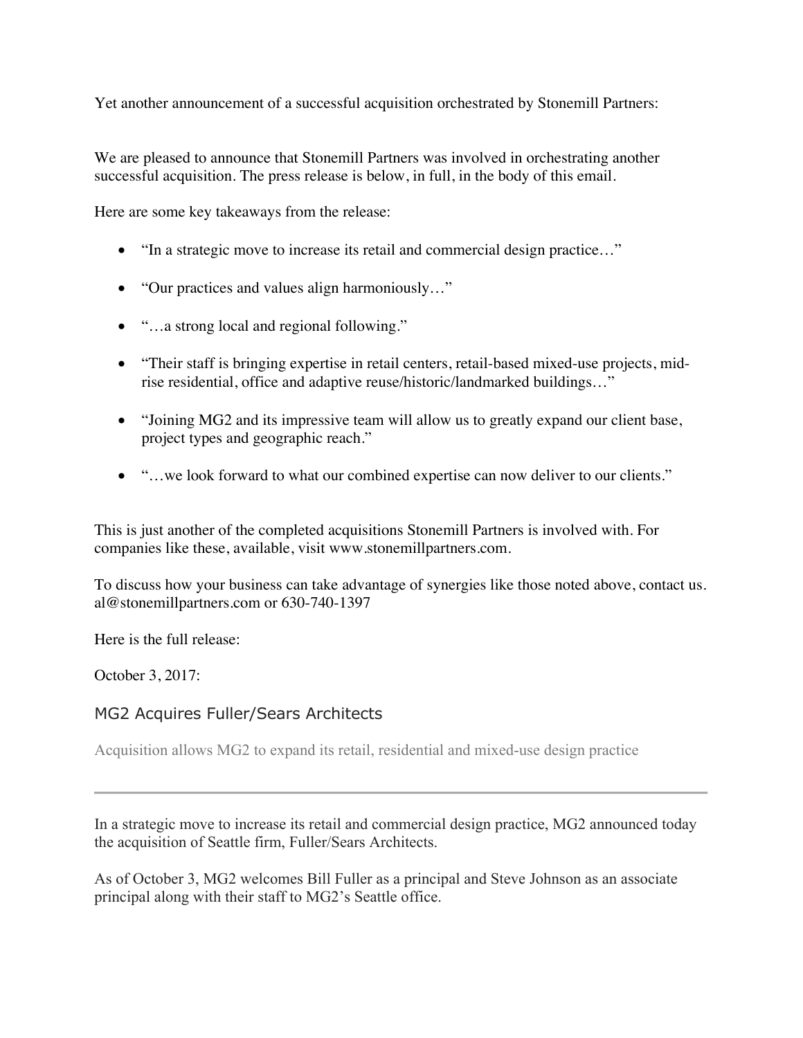Yet another announcement of a successful acquisition orchestrated by Stonemill Partners:

We are pleased to announce that Stonemill Partners was involved in orchestrating another successful acquisition. The press release is below, in full, in the body of this email.

Here are some key takeaways from the release:

- "In a strategic move to increase its retail and commercial design practice…"
- "Our practices and values align harmoniously…"
- "…a strong local and regional following."
- "Their staff is bringing expertise in retail centers, retail-based mixed-use projects, mid-rise residential, office and adaptive reuse/historic/landmarked buildings…"
- "Joining MG2 and its impressive team will allow us to greatly expand our client base, project types and geographic reach."
- "…we look forward to what our combined expertise can now deliver to our clients."

This is just another of the completed acquisitions Stonemill Partners is involved with. For companies like these, available, visit www.stonemillpartners.com.

To discuss how your business can take advantage of synergies like those noted above, contact us. al@stonemillpartners.com or 630-740-1397

Here is the full release:

October 3, 2017:

## MG2 Acquires Fuller/Sears Architects

Acquisition allows MG2 to expand its retail, residential and mixed-use design practice

---

In a strategic move to increase its retail and commercial design practice, MG2 announced today the acquisition of Seattle firm, Fuller/Sears Architects.

As of October 3, MG2 welcomes Bill Fuller as a principal and Steve Johnson as an associate principal along with their staff to MG2's Seattle office.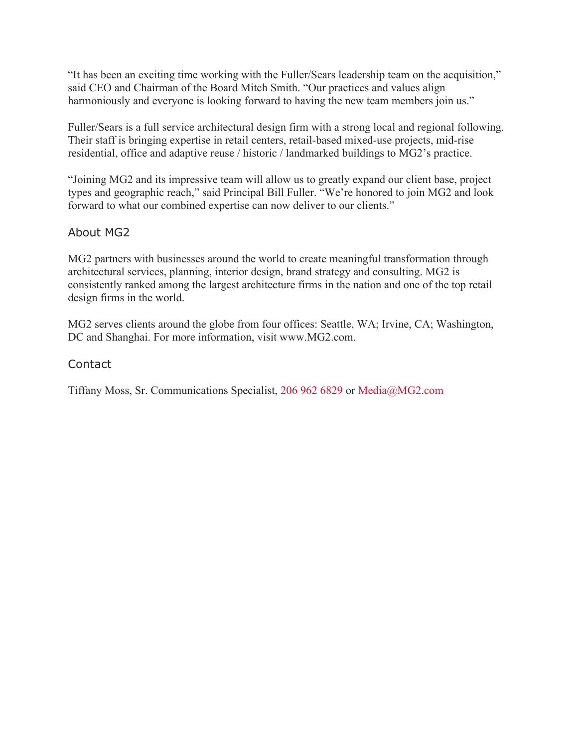"It has been an exciting time working with the Fuller/Sears leadership team on the acquisition," said CEO and Chairman of the Board Mitch Smith. "Our practices and values align harmoniously and everyone is looking forward to having the new team members join us."

Fuller/Sears is a full service architectural design firm with a strong local and regional following. Their staff is bringing expertise in retail centers, retail-based mixed-use projects, mid-rise residential, office and adaptive reuse / historic / landmarked buildings to MG2's practice.

"Joining MG2 and its impressive team will allow us to greatly expand our client base, project types and geographic reach," said Principal Bill Fuller. "We're honored to join MG2 and look forward to what our combined expertise can now deliver to our clients."

## About MG2

MG2 partners with businesses around the world to create meaningful transformation through architectural services, planning, interior design, brand strategy and consulting. MG2 is consistently ranked among the largest architecture firms in the nation and one of the top retail design firms in the world.

MG2 serves clients around the globe from four offices: Seattle, WA; Irvine, CA; Washington, DC and Shanghai. For more information, visit www.MG2.com.

## Contact

Tiffany Moss, Sr. Communications Specialist, 206 962 6829 or Media@MG2.com